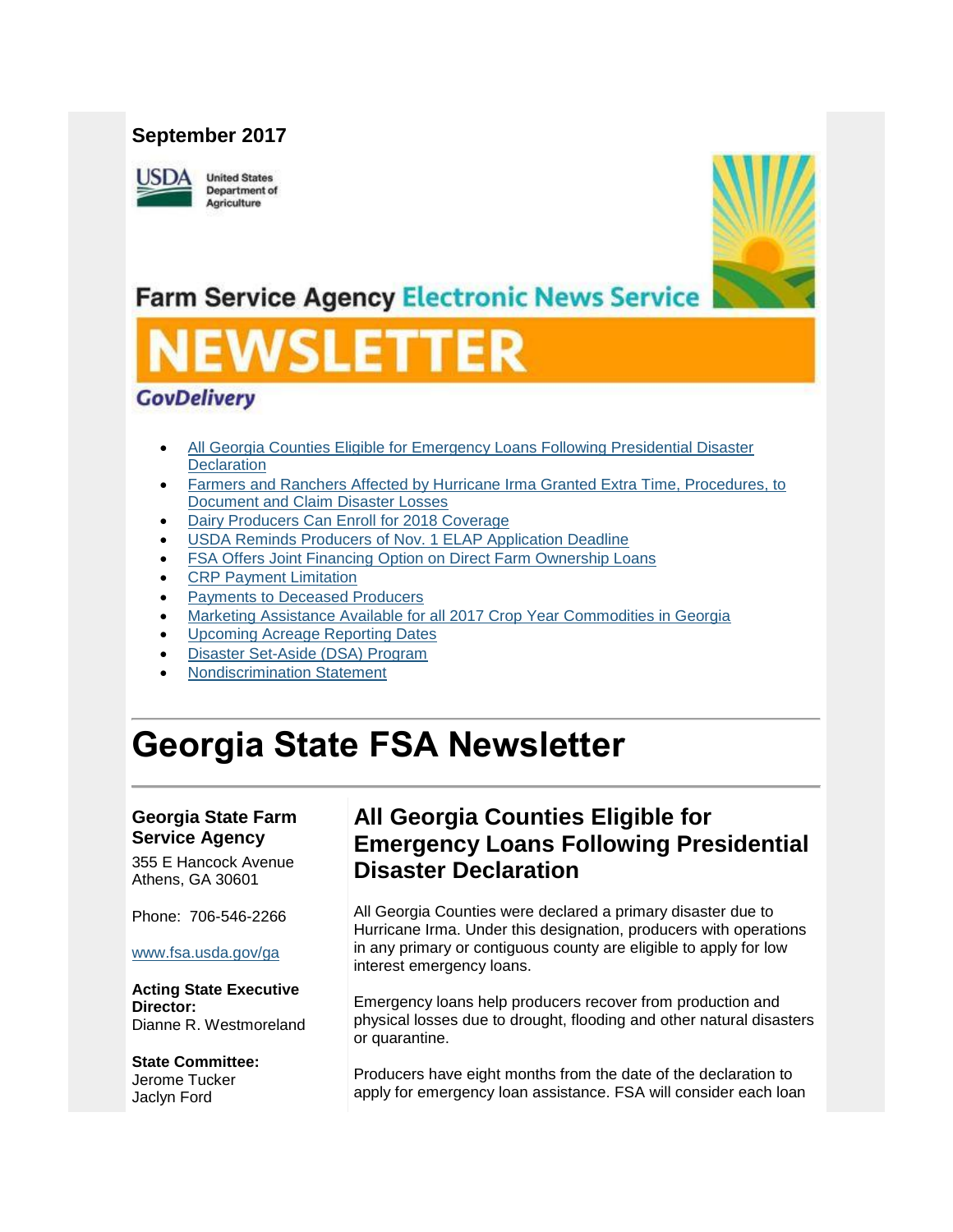**September 2017**

United States Department of Agriculture

Farm Service Agency Electronic News Service

NEWSLETTER

GovDelivery

- All Georgia Counties Eligible for Emergency Loans Following Presidential Disaster Declaration
- Farmers and Ranchers Affected by Hurricane Irma Granted Extra Time, Procedures, to Document and Claim Disaster Losses
- Dairy Producers Can Enroll for 2018 Coverage
- USDA Reminds Producers of Nov. 1 ELAP Application Deadline
- FSA Offers Joint Financing Option on Direct Farm Ownership Loans
- CRP Payment Limitation
- Payments to Deceased Producers
- Marketing Assistance Available for all 2017 Crop Year Commodities in Georgia
- Upcoming Acreage Reporting Dates
- Disaster Set-Aside (DSA) Program
- Nondiscrimination Statement

# Georgia State FSA Newsletter

**Georgia State Farm Service Agency**

355 E Hancock Avenue
Athens, GA 30601

Phone: 706-546-2266

www.fsa.usda.gov/ga

**Acting State Executive Director:**
Dianne R. Westmoreland

**State Committee:**
Jerome Tucker
Jaclyn Ford

## All Georgia Counties Eligible for Emergency Loans Following Presidential Disaster Declaration

All Georgia Counties were declared a primary disaster due to Hurricane Irma. Under this designation, producers with operations in any primary or contiguous county are eligible to apply for low interest emergency loans.

Emergency loans help producers recover from production and physical losses due to drought, flooding and other natural disasters or quarantine.

Producers have eight months from the date of the declaration to apply for emergency loan assistance. FSA will consider each loan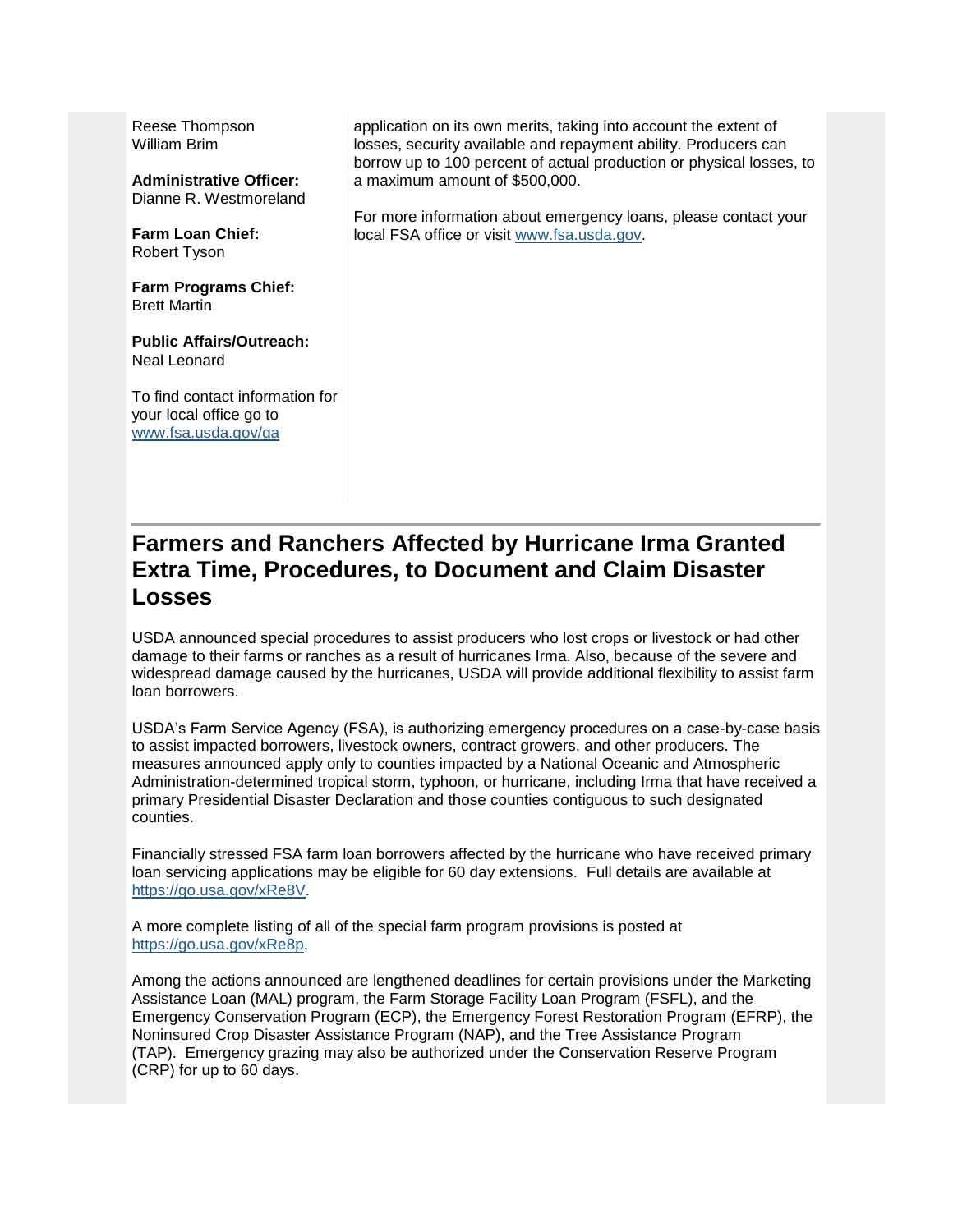Reese Thompson
William Brim

**Administrative Officer:**
Dianne R. Westmoreland

**Farm Loan Chief:**
Robert Tyson

**Farm Programs Chief:**
Brett Martin

**Public Affairs/Outreach:**
Neal Leonard

To find contact information for your local office go to [www.fsa.usda.gov/ga](www.fsa.usda.gov/ga)

application on its own merits, taking into account the extent of losses, security available and repayment ability. Producers can borrow up to 100 percent of actual production or physical losses, to a maximum amount of $500,000.

For more information about emergency loans, please contact your local FSA office or visit [www.fsa.usda.gov](www.fsa.usda.gov).

## Farmers and Ranchers Affected by Hurricane Irma Granted Extra Time, Procedures, to Document and Claim Disaster Losses

USDA announced special procedures to assist producers who lost crops or livestock or had other damage to their farms or ranches as a result of hurricanes Irma. Also, because of the severe and widespread damage caused by the hurricanes, USDA will provide additional flexibility to assist farm loan borrowers.

USDA's Farm Service Agency (FSA), is authorizing emergency procedures on a case-by-case basis to assist impacted borrowers, livestock owners, contract growers, and other producers. The measures announced apply only to counties impacted by a National Oceanic and Atmospheric Administration-determined tropical storm, typhoon, or hurricane, including Irma that have received a primary Presidential Disaster Declaration and those counties contiguous to such designated counties.

Financially stressed FSA farm loan borrowers affected by the hurricane who have received primary loan servicing applications may be eligible for 60 day extensions. Full details are available at [https://go.usa.gov/xRe8V](https://go.usa.gov/xRe8V).

A more complete listing of all of the special farm program provisions is posted at [https://go.usa.gov/xRe8p](https://go.usa.gov/xRe8p).

Among the actions announced are lengthened deadlines for certain provisions under the Marketing Assistance Loan (MAL) program, the Farm Storage Facility Loan Program (FSFL), and the Emergency Conservation Program (ECP), the Emergency Forest Restoration Program (EFRP), the Noninsured Crop Disaster Assistance Program (NAP), and the Tree Assistance Program (TAP). Emergency grazing may also be authorized under the Conservation Reserve Program (CRP) for up to 60 days.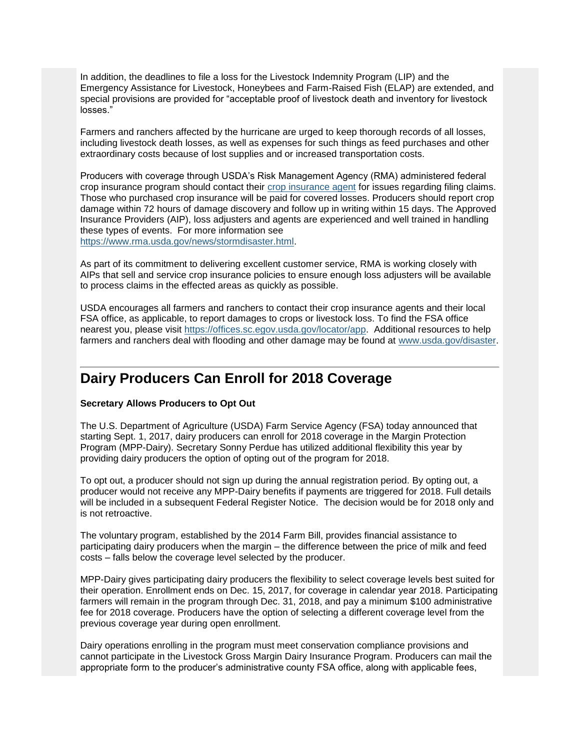In addition, the deadlines to file a loss for the Livestock Indemnity Program (LIP) and the Emergency Assistance for Livestock, Honeybees and Farm-Raised Fish (ELAP) are extended, and special provisions are provided for "acceptable proof of livestock death and inventory for livestock losses."

Farmers and ranchers affected by the hurricane are urged to keep thorough records of all losses, including livestock death losses, as well as expenses for such things as feed purchases and other extraordinary costs because of lost supplies and or increased transportation costs.

Producers with coverage through USDA's Risk Management Agency (RMA) administered federal crop insurance program should contact their crop insurance agent for issues regarding filing claims. Those who purchased crop insurance will be paid for covered losses. Producers should report crop damage within 72 hours of damage discovery and follow up in writing within 15 days. The Approved Insurance Providers (AIP), loss adjusters and agents are experienced and well trained in handling these types of events. For more information see https://www.rma.usda.gov/news/stormdisaster.html.

As part of its commitment to delivering excellent customer service, RMA is working closely with AIPs that sell and service crop insurance policies to ensure enough loss adjusters will be available to process claims in the effected areas as quickly as possible.

USDA encourages all farmers and ranchers to contact their crop insurance agents and their local FSA office, as applicable, to report damages to crops or livestock loss. To find the FSA office nearest you, please visit https://offices.sc.egov.usda.gov/locator/app. Additional resources to help farmers and ranchers deal with flooding and other damage may be found at www.usda.gov/disaster.

---

## Dairy Producers Can Enroll for 2018 Coverage

**Secretary Allows Producers to Opt Out**

The U.S. Department of Agriculture (USDA) Farm Service Agency (FSA) today announced that starting Sept. 1, 2017, dairy producers can enroll for 2018 coverage in the Margin Protection Program (MPP-Dairy). Secretary Sonny Perdue has utilized additional flexibility this year by providing dairy producers the option of opting out of the program for 2018.

To opt out, a producer should not sign up during the annual registration period. By opting out, a producer would not receive any MPP-Dairy benefits if payments are triggered for 2018. Full details will be included in a subsequent Federal Register Notice. The decision would be for 2018 only and is not retroactive.

The voluntary program, established by the 2014 Farm Bill, provides financial assistance to participating dairy producers when the margin – the difference between the price of milk and feed costs – falls below the coverage level selected by the producer.

MPP-Dairy gives participating dairy producers the flexibility to select coverage levels best suited for their operation. Enrollment ends on Dec. 15, 2017, for coverage in calendar year 2018. Participating farmers will remain in the program through Dec. 31, 2018, and pay a minimum $100 administrative fee for 2018 coverage. Producers have the option of selecting a different coverage level from the previous coverage year during open enrollment.

Dairy operations enrolling in the program must meet conservation compliance provisions and cannot participate in the Livestock Gross Margin Dairy Insurance Program. Producers can mail the appropriate form to the producer's administrative county FSA office, along with applicable fees,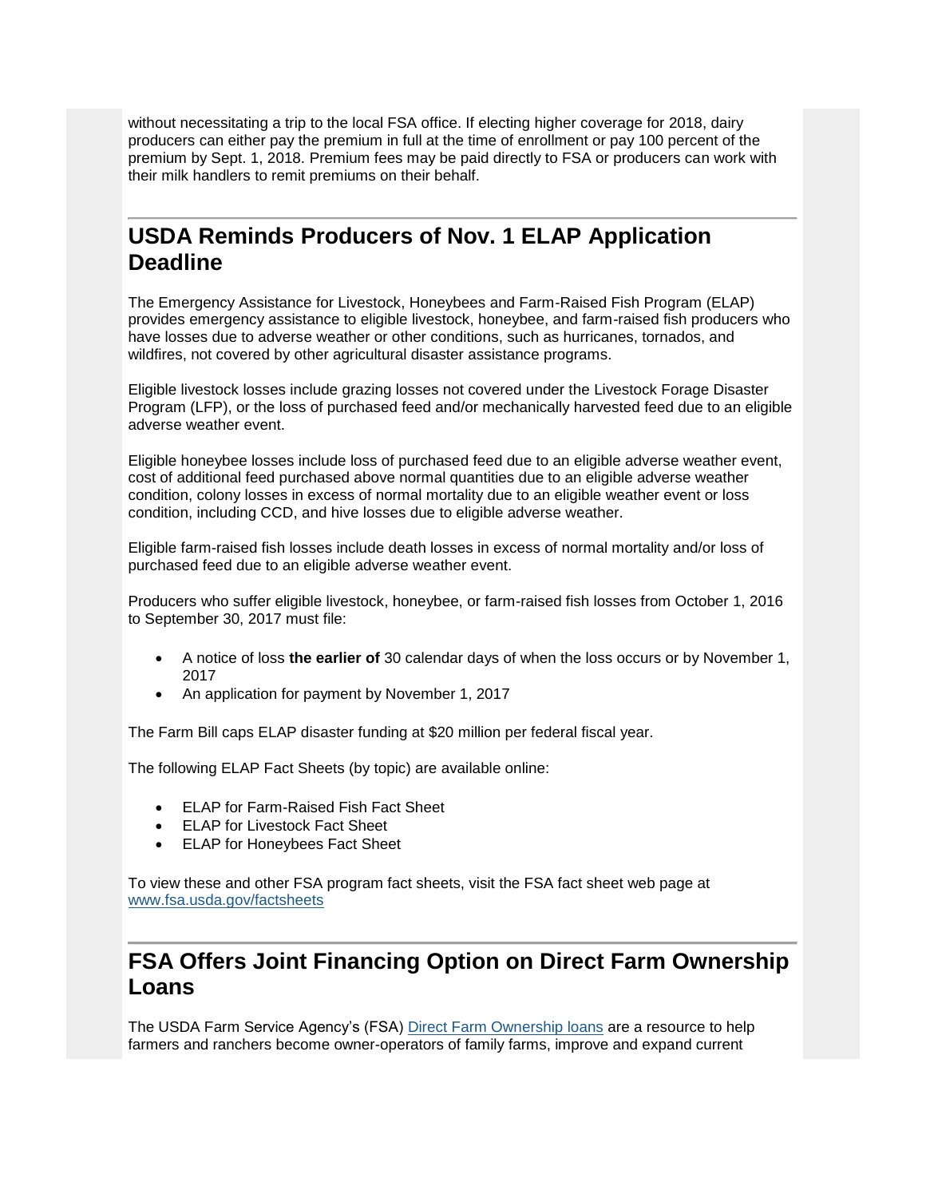without necessitating a trip to the local FSA office. If electing higher coverage for 2018, dairy producers can either pay the premium in full at the time of enrollment or pay 100 percent of the premium by Sept. 1, 2018. Premium fees may be paid directly to FSA or producers can work with their milk handlers to remit premiums on their behalf.

## USDA Reminds Producers of Nov. 1 ELAP Application Deadline

The Emergency Assistance for Livestock, Honeybees and Farm-Raised Fish Program (ELAP) provides emergency assistance to eligible livestock, honeybee, and farm-raised fish producers who have losses due to adverse weather or other conditions, such as hurricanes, tornados, and wildfires, not covered by other agricultural disaster assistance programs.

Eligible livestock losses include grazing losses not covered under the Livestock Forage Disaster Program (LFP), or the loss of purchased feed and/or mechanically harvested feed due to an eligible adverse weather event.

Eligible honeybee losses include loss of purchased feed due to an eligible adverse weather event, cost of additional feed purchased above normal quantities due to an eligible adverse weather condition, colony losses in excess of normal mortality due to an eligible weather event or loss condition, including CCD, and hive losses due to eligible adverse weather.

Eligible farm-raised fish losses include death losses in excess of normal mortality and/or loss of purchased feed due to an eligible adverse weather event.

Producers who suffer eligible livestock, honeybee, or farm-raised fish losses from October 1, 2016 to September 30, 2017 must file:

- A notice of loss **the earlier of** 30 calendar days of when the loss occurs or by November 1, 2017
- An application for payment by November 1, 2017

The Farm Bill caps ELAP disaster funding at $20 million per federal fiscal year.

The following ELAP Fact Sheets (by topic) are available online:

- ELAP for Farm-Raised Fish Fact Sheet
- ELAP for Livestock Fact Sheet
- ELAP for Honeybees Fact Sheet

To view these and other FSA program fact sheets, visit the FSA fact sheet web page at www.fsa.usda.gov/factsheets

## FSA Offers Joint Financing Option on Direct Farm Ownership Loans

The USDA Farm Service Agency's (FSA) Direct Farm Ownership loans are a resource to help farmers and ranchers become owner-operators of family farms, improve and expand current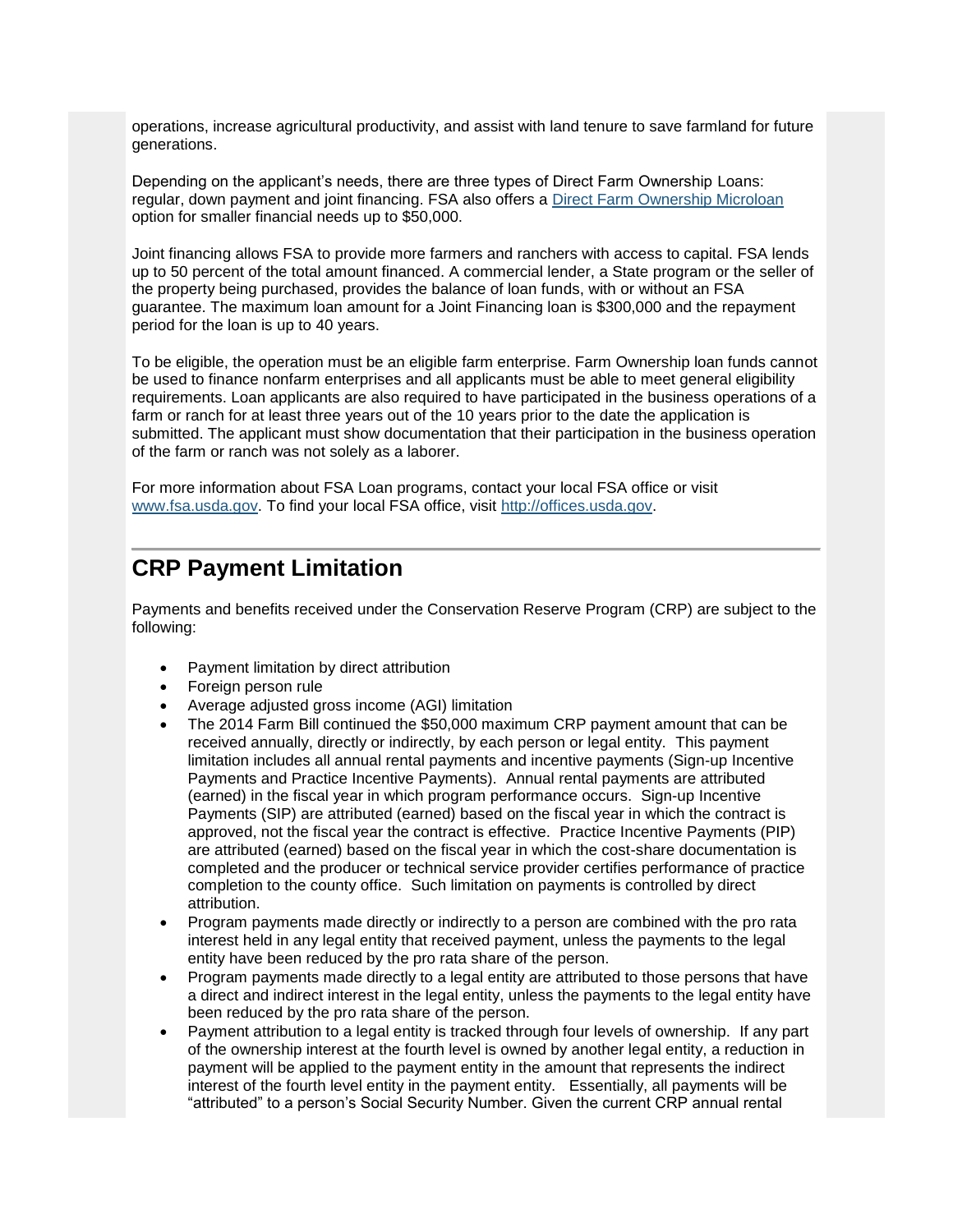operations, increase agricultural productivity, and assist with land tenure to save farmland for future generations.

Depending on the applicant's needs, there are three types of Direct Farm Ownership Loans: regular, down payment and joint financing. FSA also offers a [Direct Farm Ownership Microloan] option for smaller financial needs up to $50,000.

Joint financing allows FSA to provide more farmers and ranchers with access to capital. FSA lends up to 50 percent of the total amount financed. A commercial lender, a State program or the seller of the property being purchased, provides the balance of loan funds, with or without an FSA guarantee. The maximum loan amount for a Joint Financing loan is $300,000 and the repayment period for the loan is up to 40 years.

To be eligible, the operation must be an eligible farm enterprise. Farm Ownership loan funds cannot be used to finance nonfarm enterprises and all applicants must be able to meet general eligibility requirements. Loan applicants are also required to have participated in the business operations of a farm or ranch for at least three years out of the 10 years prior to the date the application is submitted. The applicant must show documentation that their participation in the business operation of the farm or ranch was not solely as a laborer.

For more information about FSA Loan programs, contact your local FSA office or visit www.fsa.usda.gov. To find your local FSA office, visit http://offices.usda.gov.

## CRP Payment Limitation

Payments and benefits received under the Conservation Reserve Program (CRP) are subject to the following:

- Payment limitation by direct attribution
- Foreign person rule
- Average adjusted gross income (AGI) limitation
- The 2014 Farm Bill continued the $50,000 maximum CRP payment amount that can be received annually, directly or indirectly, by each person or legal entity. This payment limitation includes all annual rental payments and incentive payments (Sign-up Incentive Payments and Practice Incentive Payments). Annual rental payments are attributed (earned) in the fiscal year in which program performance occurs. Sign-up Incentive Payments (SIP) are attributed (earned) based on the fiscal year in which the contract is approved, not the fiscal year the contract is effective. Practice Incentive Payments (PIP) are attributed (earned) based on the fiscal year in which the cost-share documentation is completed and the producer or technical service provider certifies performance of practice completion to the county office. Such limitation on payments is controlled by direct attribution.
- Program payments made directly or indirectly to a person are combined with the pro rata interest held in any legal entity that received payment, unless the payments to the legal entity have been reduced by the pro rata share of the person.
- Program payments made directly to a legal entity are attributed to those persons that have a direct and indirect interest in the legal entity, unless the payments to the legal entity have been reduced by the pro rata share of the person.
- Payment attribution to a legal entity is tracked through four levels of ownership. If any part of the ownership interest at the fourth level is owned by another legal entity, a reduction in payment will be applied to the payment entity in the amount that represents the indirect interest of the fourth level entity in the payment entity. Essentially, all payments will be "attributed" to a person's Social Security Number. Given the current CRP annual rental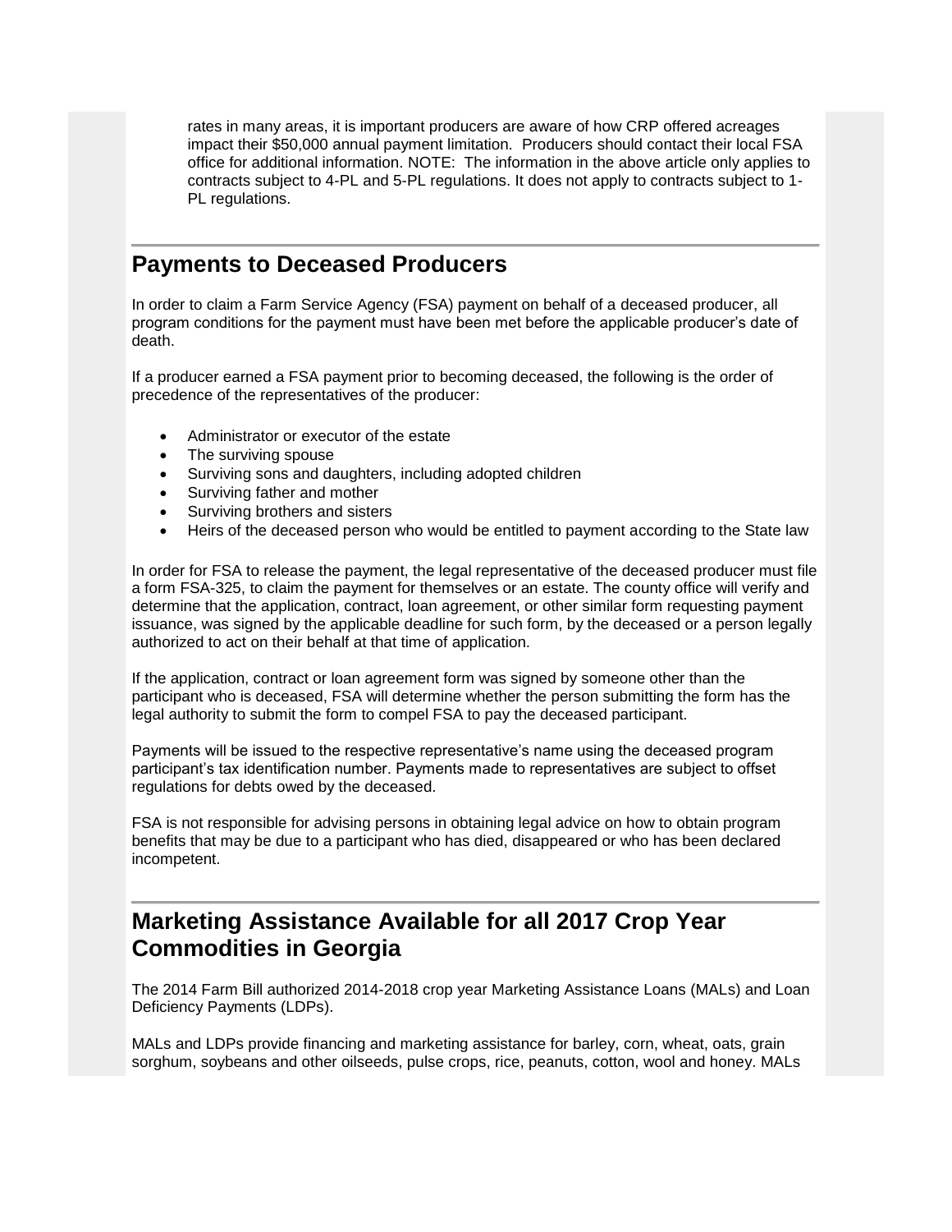rates in many areas, it is important producers are aware of how CRP offered acreages impact their $50,000 annual payment limitation. Producers should contact their local FSA office for additional information. NOTE: The information in the above article only applies to contracts subject to 4-PL and 5-PL regulations. It does not apply to contracts subject to 1-PL regulations.

## Payments to Deceased Producers

In order to claim a Farm Service Agency (FSA) payment on behalf of a deceased producer, all program conditions for the payment must have been met before the applicable producer's date of death.

If a producer earned a FSA payment prior to becoming deceased, the following is the order of precedence of the representatives of the producer:

- Administrator or executor of the estate
- The surviving spouse
- Surviving sons and daughters, including adopted children
- Surviving father and mother
- Surviving brothers and sisters
- Heirs of the deceased person who would be entitled to payment according to the State law

In order for FSA to release the payment, the legal representative of the deceased producer must file a form FSA-325, to claim the payment for themselves or an estate. The county office will verify and determine that the application, contract, loan agreement, or other similar form requesting payment issuance, was signed by the applicable deadline for such form, by the deceased or a person legally authorized to act on their behalf at that time of application.

If the application, contract or loan agreement form was signed by someone other than the participant who is deceased, FSA will determine whether the person submitting the form has the legal authority to submit the form to compel FSA to pay the deceased participant.

Payments will be issued to the respective representative's name using the deceased program participant's tax identification number. Payments made to representatives are subject to offset regulations for debts owed by the deceased.

FSA is not responsible for advising persons in obtaining legal advice on how to obtain program benefits that may be due to a participant who has died, disappeared or who has been declared incompetent.

## Marketing Assistance Available for all 2017 Crop Year Commodities in Georgia

The 2014 Farm Bill authorized 2014-2018 crop year Marketing Assistance Loans (MALs) and Loan Deficiency Payments (LDPs).

MALs and LDPs provide financing and marketing assistance for barley, corn, wheat, oats, grain sorghum, soybeans and other oilseeds, pulse crops, rice, peanuts, cotton, wool and honey. MALs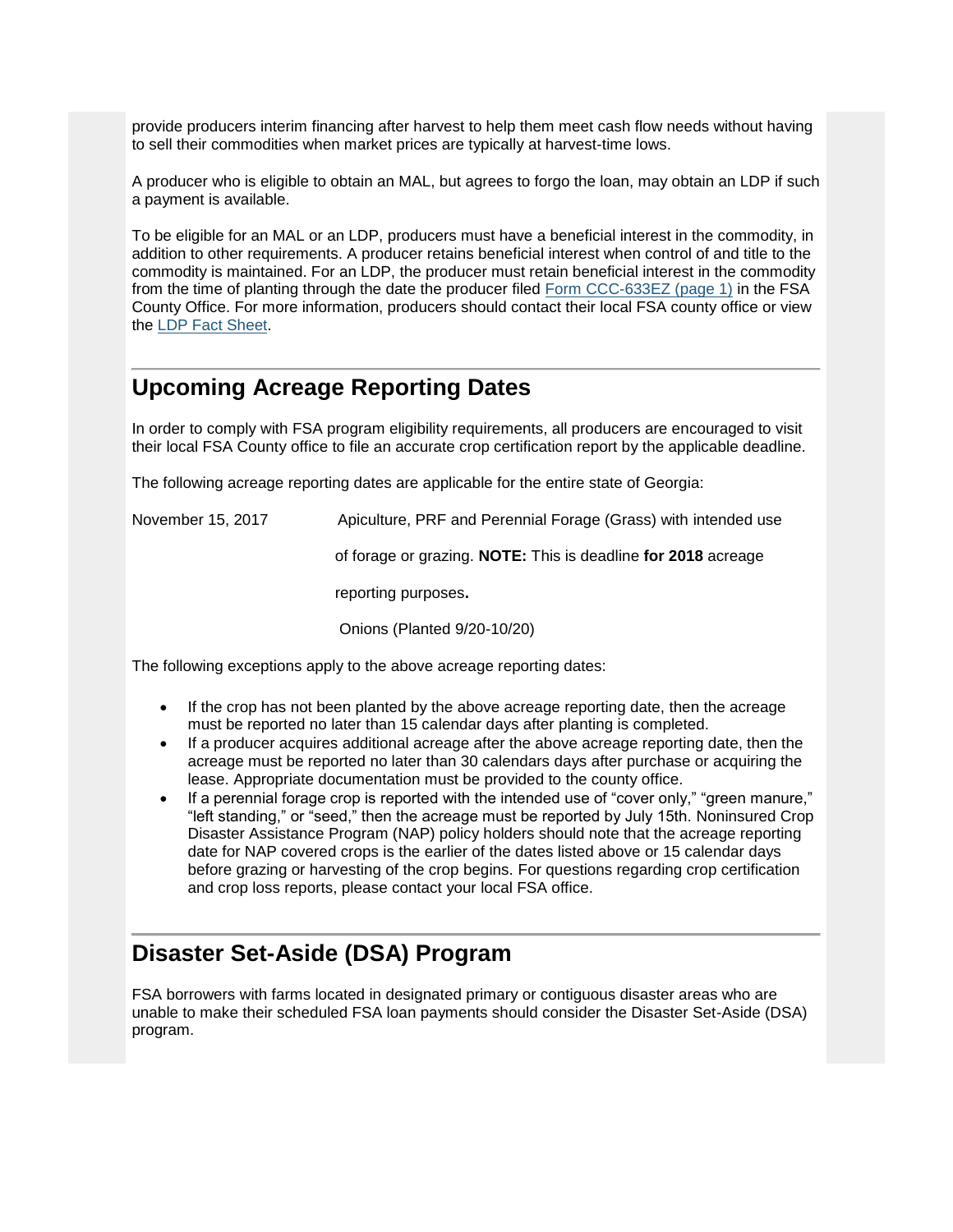provide producers interim financing after harvest to help them meet cash flow needs without having to sell their commodities when market prices are typically at harvest-time lows.

A producer who is eligible to obtain an MAL, but agrees to forgo the loan, may obtain an LDP if such a payment is available.

To be eligible for an MAL or an LDP, producers must have a beneficial interest in the commodity, in addition to other requirements. A producer retains beneficial interest when control of and title to the commodity is maintained. For an LDP, the producer must retain beneficial interest in the commodity from the time of planting through the date the producer filed Form CCC-633EZ (page 1) in the FSA County Office. For more information, producers should contact their local FSA county office or view the LDP Fact Sheet.

## Upcoming Acreage Reporting Dates

In order to comply with FSA program eligibility requirements, all producers are encouraged to visit their local FSA County office to file an accurate crop certification report by the applicable deadline.

The following acreage reporting dates are applicable for the entire state of Georgia:

November 15, 2017 — Apiculture, PRF and Perennial Forage (Grass) with intended use of forage or grazing. **NOTE:** This is deadline **for 2018** acreage reporting purposes**.**

Onions (Planted 9/20-10/20)

The following exceptions apply to the above acreage reporting dates:

- If the crop has not been planted by the above acreage reporting date, then the acreage must be reported no later than 15 calendar days after planting is completed.
- If a producer acquires additional acreage after the above acreage reporting date, then the acreage must be reported no later than 30 calendars days after purchase or acquiring the lease. Appropriate documentation must be provided to the county office.
- If a perennial forage crop is reported with the intended use of "cover only," "green manure," "left standing," or "seed," then the acreage must be reported by July 15th. Noninsured Crop Disaster Assistance Program (NAP) policy holders should note that the acreage reporting date for NAP covered crops is the earlier of the dates listed above or 15 calendar days before grazing or harvesting of the crop begins. For questions regarding crop certification and crop loss reports, please contact your local FSA office.

## Disaster Set-Aside (DSA) Program

FSA borrowers with farms located in designated primary or contiguous disaster areas who are unable to make their scheduled FSA loan payments should consider the Disaster Set-Aside (DSA) program.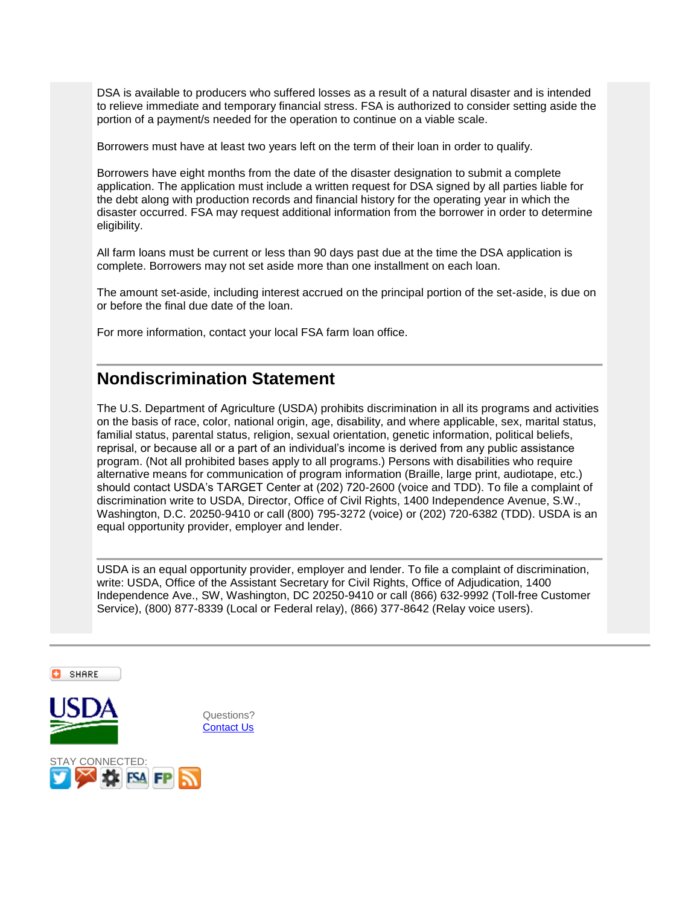DSA is available to producers who suffered losses as a result of a natural disaster and is intended to relieve immediate and temporary financial stress. FSA is authorized to consider setting aside the portion of a payment/s needed for the operation to continue on a viable scale.

Borrowers must have at least two years left on the term of their loan in order to qualify.

Borrowers have eight months from the date of the disaster designation to submit a complete application. The application must include a written request for DSA signed by all parties liable for the debt along with production records and financial history for the operating year in which the disaster occurred. FSA may request additional information from the borrower in order to determine eligibility.

All farm loans must be current or less than 90 days past due at the time the DSA application is complete. Borrowers may not set aside more than one installment on each loan.

The amount set-aside, including interest accrued on the principal portion of the set-aside, is due on or before the final due date of the loan.

For more information, contact your local FSA farm loan office.

---

## Nondiscrimination Statement

The U.S. Department of Agriculture (USDA) prohibits discrimination in all its programs and activities on the basis of race, color, national origin, age, disability, and where applicable, sex, marital status, familial status, parental status, religion, sexual orientation, genetic information, political beliefs, reprisal, or because all or a part of an individual's income is derived from any public assistance program. (Not all prohibited bases apply to all programs.) Persons with disabilities who require alternative means for communication of program information (Braille, large print, audiotape, etc.) should contact USDA's TARGET Center at (202) 720-2600 (voice and TDD). To file a complaint of discrimination write to USDA, Director, Office of Civil Rights, 1400 Independence Avenue, S.W., Washington, D.C. 20250-9410 or call (800) 795-3272 (voice) or (202) 720-6382 (TDD). USDA is an equal opportunity provider, employer and lender.

---

USDA is an equal opportunity provider, employer and lender. To file a complaint of discrimination, write: USDA, Office of the Assistant Secretary for Civil Rights, Office of Adjudication, 1400 Independence Ave., SW, Washington, DC 20250-9410 or call (866) 632-9992 (Toll-free Customer Service), (800) 877-8339 (Local or Federal relay), (866) 377-8642 (Relay voice users).

---

SHARE

Questions?
Contact Us

STAY CONNECTED: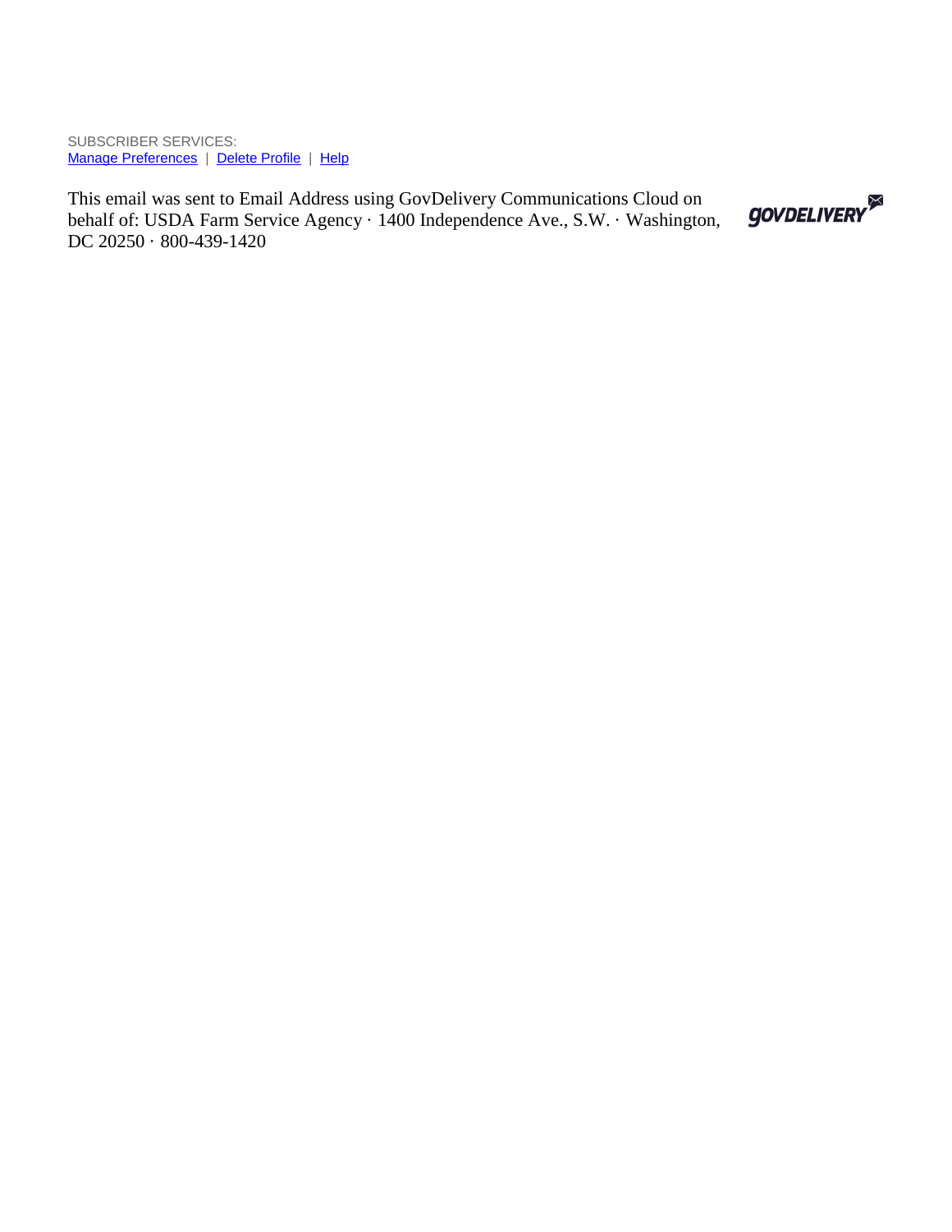SUBSCRIBER SERVICES:
Manage Preferences | Delete Profile | Help

This email was sent to Email Address using GovDelivery Communications Cloud on behalf of: USDA Farm Service Agency · 1400 Independence Ave., S.W. · Washington, DC 20250 · 800-439-1420

GOVDELIVERY